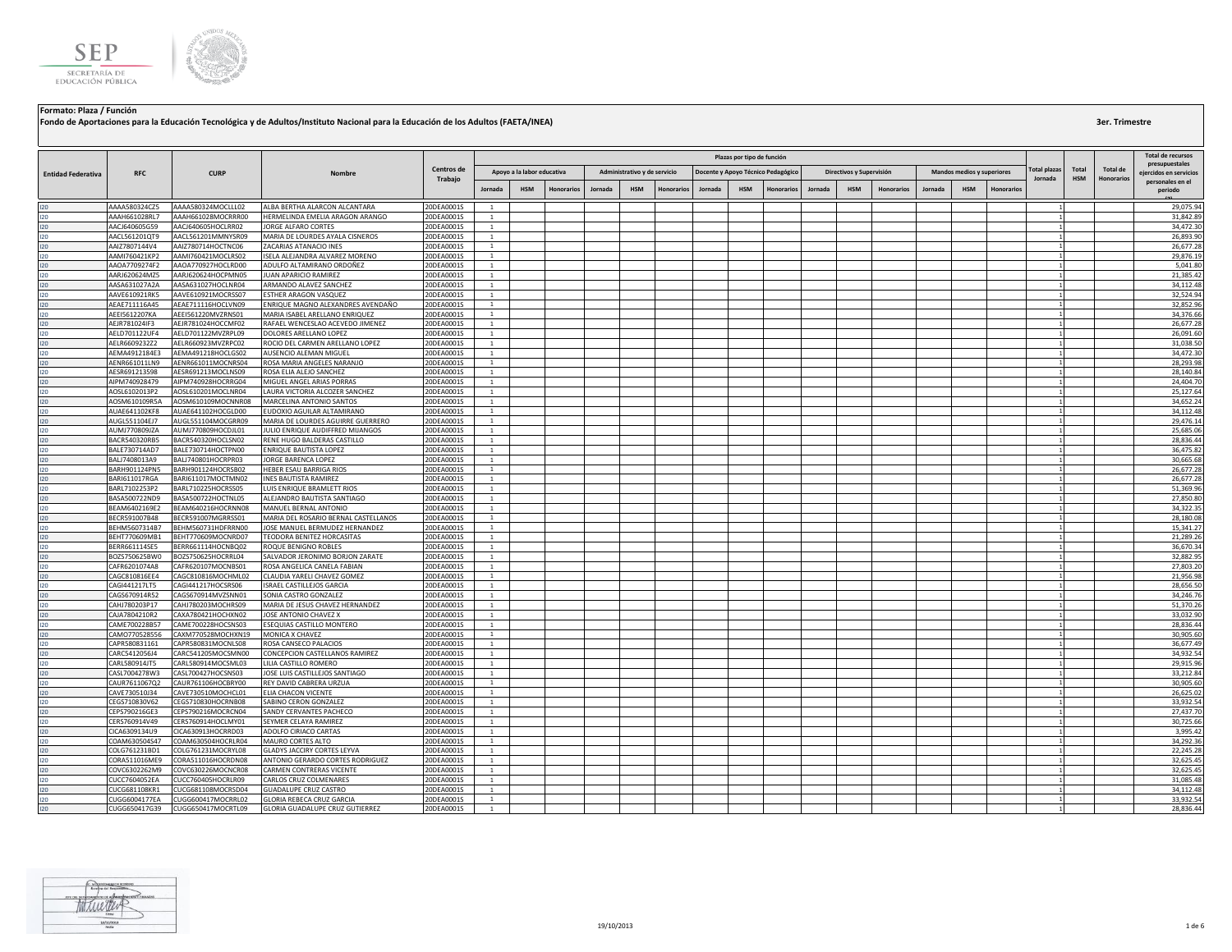**Formato: Plaza / Función**

**Fondo de Aportaciones para la Educación Tecnológica y de Adultos/Instituto Nacional para la Educación de los Adultos (FAETA/INEA)**

**3er. Trimestre**

| Entidad Federativa | RFC | CURP | Nombre | Centros de Trabajo | Plazas por tipo de función | | | | | | | | | | | | | | | Total plazas Jornada | Total HSM | Total de Honorarios | Total de recursos presupuestales ejercidos en servicios personales en el periodo |
|---|---|---|---|---|---|---|---|---|---|---|---|---|---|---|---|---|---|---|---|---|---|---|---|
| | | | | | Apoyo a la labor educativa | | | Administrativo y de servicio | | | Docente y Apoyo Técnico Pedagógico | | | Directivos y Supervisión | | | Mandos medios y superiores | | | | | | |
| | | | | | Jornada | HSM | Honorarios | Jornada | HSM | Honorarios | Jornada | HSM | Honorarios | Jornada | HSM | Honorarios | Jornada | HSM | Honorarios | | | | |
| I20 | AAAA580324CZ5 | AAAA580324MOCLLL02 | ALBA BERTHA ALARCON ALCANTARA | 20DEA0001S | 1 | | | | | | | | | | | | | | | 1 | | | 29,075.94 |
| I20 | AAAH661028RL7 | AAAH661028MOCRRR00 | HERMELINDA EMELIA ARAGON ARANGO | 20DEA0001S | 1 | | | | | | | | | | | | | | | 1 | | | 31,842.89 |
| I20 | AACJ640605G59 | AACJ640605HOCLRR02 | JORGE ALFARO CORTES | 20DEA0001S | 1 | | | | | | | | | | | | | | | 1 | | | 34,472.30 |
| I20 | AACL561201QT9 | AACL561201MMNYSR09 | MARIA DE LOURDES AYALA CISNEROS | 20DEA0001S | 1 | | | | | | | | | | | | | | | 1 | | | 26,893.90 |
| I20 | AAIZ7807144V4 | AAIZ780714HOCTNC06 | ZACARIAS ATANACIO INES | 20DEA0001S | 1 | | | | | | | | | | | | | | | 1 | | | 26,677.28 |
| I20 | AAMI760421KP2 | AAMI760421MOCLRS02 | ISELA ALEJANDRA ALVAREZ MORENO | 20DEA0001S | 1 | | | | | | | | | | | | | | | 1 | | | 29,876.19 |
| I20 | AAOA7709274F2 | AAOA770927HOCLRD00 | ADULFO ALTAMIRANO ORDOÑEZ | 20DEA0001S | 1 | | | | | | | | | | | | | | | 1 | | | 5,041.80 |
| I20 | AARJ620624MZ5 | AARJ620624HOCPMN05 | JUAN APARICIO RAMIREZ | 20DEA0001S | 1 | | | | | | | | | | | | | | | 1 | | | 21,385.42 |
| I20 | AASA631027A2A | AASA631027HOCLNR04 | ARMANDO ALAVEZ SANCHEZ | 20DEA0001S | 1 | | | | | | | | | | | | | | | 1 | | | 34,112.48 |
| I20 | AAVE610921RK5 | AAVE610921MOCRSS07 | ESTHER ARAGON VASQUEZ | 20DEA0001S | 1 | | | | | | | | | | | | | | | 1 | | | 32,524.94 |
| I20 | AEAE711116A45 | AEAE711116HOCLVN09 | ENRIQUE MAGNO ALEXANDRES AVENDAÑO | 20DEA0001S | 1 | | | | | | | | | | | | | | | 1 | | | 32,852.96 |
| I20 | AEEI5612207KA | AEEI561220MVZRNS01 | MARIA ISABEL ARELLANO ENRIQUEZ | 20DEA0001S | 1 | | | | | | | | | | | | | | | 1 | | | 34,376.66 |
| I20 | AEJR781024IF3 | AEJR781024HOCCMF02 | RAFAEL WENCESLAO ACEVEDO JIMENEZ | 20DEA0001S | 1 | | | | | | | | | | | | | | | 1 | | | 26,677.28 |
| I20 | AELD701122UF4 | AELD701122MVZRPL09 | DOLORES ARELLANO LOPEZ | 20DEA0001S | 1 | | | | | | | | | | | | | | | 1 | | | 26,091.60 |
| I20 | AELR660923Z22 | AELR660923MVZRPC02 | ROCIO DEL CARMEN ARELLANO LOPEZ | 20DEA0001S | 1 | | | | | | | | | | | | | | | 1 | | | 31,038.50 |
| I20 | AEMA4912184E3 | AEMA491218HOCLGS02 | AUSENCIO ALEMAN MIGUEL | 20DEA0001S | 1 | | | | | | | | | | | | | | | 1 | | | 34,472.30 |
| I20 | AENR661011LN9 | AENR661011MOCNRS04 | ROSA MARIA ANGELES NARANJO | 20DEA0001S | 1 | | | | | | | | | | | | | | | 1 | | | 28,293.98 |
| I20 | AESR691213598 | AESR691213MOCLNS09 | ROSA ELIA ALEJO SANCHEZ | 20DEA0001S | 1 | | | | | | | | | | | | | | | 1 | | | 28,140.84 |
| I20 | AIPM740928479 | AIPM740928HOCRRG04 | MIGUEL ANGEL ARIAS PORRAS | 20DEA0001S | 1 | | | | | | | | | | | | | | | 1 | | | 24,404.70 |
| I20 | AOSL6102013P2 | AOSL610201MOCLNR04 | LAURA VICTORIA ALCOZER SANCHEZ | 20DEA0001S | 1 | | | | | | | | | | | | | | | 1 | | | 25,127.64 |
| I20 | AOSM610109R5A | AOSM610109MOCNNR08 | MARCELINA ANTONIO SANTOS | 20DEA0001S | 1 | | | | | | | | | | | | | | | 1 | | | 34,652.24 |
| I20 | AUAE641102KF8 | AUAE641102HOCGLD00 | EUDOXIO AGUILAR ALTAMIRANO | 20DEA0001S | 1 | | | | | | | | | | | | | | | 1 | | | 34,112.48 |
| I20 | AUGL551104EJ7 | AUGL551104MOCGRR09 | MARIA DE LOURDES AGUIRRE GUERRERO | 20DEA0001S | 1 | | | | | | | | | | | | | | | 1 | | | 29,476.14 |
| I20 | AUMJ770809JZA | AUMJ770809HOCDJL01 | JULIO ENRIQUE AUDIFFRED MIJANGOS | 20DEA0001S | 1 | | | | | | | | | | | | | | | 1 | | | 25,685.06 |
| I20 | BACR540320RB5 | BACR540320HOCLSN02 | RENE HUGO BALDERAS CASTILLO | 20DEA0001S | 1 | | | | | | | | | | | | | | | 1 | | | 28,836.44 |
| I20 | BALE730714AD7 | BALE730714HOCTPN00 | ENRIQUE BAUTISTA LOPEZ | 20DEA0001S | 1 | | | | | | | | | | | | | | | 1 | | | 36,475.82 |
| I20 | BALJ7408013A9 | BALJ740801HOCRPR03 | JORGE BARENCA LOPEZ | 20DEA0001S | 1 | | | | | | | | | | | | | | | 1 | | | 30,665.68 |
| I20 | BARH901124PN5 | BARH901124HOCRSB02 | HEBER ESAU BARRIGA RIOS | 20DEA0001S | 1 | | | | | | | | | | | | | | | 1 | | | 26,677.28 |
| I20 | BARI611017RGA | BARI611017MOCTMN02 | INES BAUTISTA RAMIREZ | 20DEA0001S | 1 | | | | | | | | | | | | | | | 1 | | | 26,677.28 |
| I20 | BARL7102253P2 | BARL710225HOCRSS05 | LUIS ENRIQUE BRAMLETT RIOS | 20DEA0001S | 1 | | | | | | | | | | | | | | | 1 | | | 51,369.96 |
| I20 | BASA500722ND9 | BASA500722HOCTNL05 | ALEJANDRO BAUTISTA SANTIAGO | 20DEA0001S | 1 | | | | | | | | | | | | | | | 1 | | | 27,850.80 |
| I20 | BEAM6402169E2 | BEAM640216HOCRNN08 | MANUEL BERNAL ANTONIO | 20DEA0001S | 1 | | | | | | | | | | | | | | | 1 | | | 34,322.35 |
| I20 | BECR591007B48 | BECR591007MGRRSS01 | MARIA DEL ROSARIO BERNAL CASTELLANOS | 20DEA0001S | 1 | | | | | | | | | | | | | | | 1 | | | 28,180.08 |
| I20 | BEHM5607314B7 | BEHM560731HDFRRN00 | JOSE MANUEL BERMUDEZ HERNANDEZ | 20DEA0001S | 1 | | | | | | | | | | | | | | | 1 | | | 15,341.27 |
| I20 | BEHT770609MB1 | BEHT770609MOCNRD07 | TEODORA BENITEZ HORCASITAS | 20DEA0001S | 1 | | | | | | | | | | | | | | | 1 | | | 21,289.26 |
| I20 | BERR661114SE5 | BERR661114HOCNBQ02 | ROQUE BENIGNO ROBLES | 20DEA0001S | 1 | | | | | | | | | | | | | | | 1 | | | 36,670.34 |
| I20 | BOZS750625BW0 | BOZS750625HOCRRL04 | SALVADOR JERONIMO BORJON ZARATE | 20DEA0001S | 1 | | | | | | | | | | | | | | | 1 | | | 32,882.95 |
| I20 | CAFR6201074A8 | CAFR620107MOCNBS01 | ROSA ANGELICA CANELA FABIAN | 20DEA0001S | 1 | | | | | | | | | | | | | | | 1 | | | 27,803.20 |
| I20 | CAGC810816EE4 | CAGC810816MOCHML02 | CLAUDIA YARELI CHAVEZ GOMEZ | 20DEA0001S | 1 | | | | | | | | | | | | | | | 1 | | | 21,956.98 |
| I20 | CAGI441217LT5 | CAGI441217HOCSRS06 | ISRAEL CASTILLEJOS GARCIA | 20DEA0001S | 1 | | | | | | | | | | | | | | | 1 | | | 28,656.50 |
| I20 | CAGS670914R52 | CAGS670914MVZSNN01 | SONIA CASTRO GONZALEZ | 20DEA0001S | 1 | | | | | | | | | | | | | | | 1 | | | 34,246.76 |
| I20 | CAHJ780203P17 | CAHJ780203MOCHRS09 | MARIA DE JESUS CHAVEZ HERNANDEZ | 20DEA0001S | 1 | | | | | | | | | | | | | | | 1 | | | 51,370.26 |
| I20 | CAJA780421OR2 | CAXA780421HOCHXN02 | JOSE ANTONIO CHAVEZ X | 20DEA0001S | 1 | | | | | | | | | | | | | | | 1 | | | 33,032.90 |
| I20 | CAME700228B57 | CAME700228HOCSNS03 | ESEQUIAS CASTILLO MONTERO | 20DEA0001S | 1 | | | | | | | | | | | | | | | 1 | | | 28,836.44 |
| I20 | CAMO770528S56 | CAXM770528MOCHXN19 | MONICA X CHAVEZ | 20DEA0001S | 1 | | | | | | | | | | | | | | | 1 | | | 30,905.60 |
| I20 | CAPR580831161 | CAPR580831MOCNLS08 | ROSA CANSECO PALACIOS | 20DEA0001S | 1 | | | | | | | | | | | | | | | 1 | | | 36,677.49 |
| I20 | CARC5412056J4 | CARC541205MOCSMN00 | CONCEPCION CASTELLANOS RAMIREZ | 20DEA0001S | 1 | | | | | | | | | | | | | | | 1 | | | 34,932.54 |
| I20 | CARL580914JT5 | CARL580914MOCSML03 | LILIA CASTILLO ROMERO | 20DEA0001S | 1 | | | | | | | | | | | | | | | 1 | | | 29,915.96 |
| I20 | CASL7004278W3 | CASL700427HOCSNS03 | JOSE LUIS CASTILLEJOS SANTIAGO | 20DEA0001S | 1 | | | | | | | | | | | | | | | 1 | | | 33,212.84 |
| I20 | CAUR7611067Q2 | CAUR761106HOCBRY00 | REY DAVID CABRERA URZUA | 20DEA0001S | 1 | | | | | | | | | | | | | | | 1 | | | 30,905.60 |
| I20 | CAVE730510J34 | CAVE730510MOCHCL01 | ELIA CHACON VICENTE | 20DEA0001S | 1 | | | | | | | | | | | | | | | 1 | | | 26,625.02 |
| I20 | CEGS710830V62 | CEGS710830HOCRNB08 | SABINO CERON GONZALEZ | 20DEA0001S | 1 | | | | | | | | | | | | | | | 1 | | | 33,932.54 |
| I20 | CEPS790216GE3 | CEPS790216MOCRCN04 | SANDY CERVANTES PACHECO | 20DEA0001S | 1 | | | | | | | | | | | | | | | 1 | | | 27,437.70 |
| I20 | CERS760914V49 | CERS760914HOCLMY01 | SEYMER CELAYA RAMIREZ | 20DEA0001S | 1 | | | | | | | | | | | | | | | 1 | | | 30,725.66 |
| I20 | CICA6309134U9 | CICA630913HOCRRD03 | ADOLFO CIRIACO CARTAS | 20DEA0001S | 1 | | | | | | | | | | | | | | | 1 | | | 3,995.42 |
| I20 | COAM630504S47 | COAM630504HOCRLR04 | MAURO CORTES ALTO | 20DEA0001S | 1 | | | | | | | | | | | | | | | 1 | | | 34,292.36 |
| I20 | COLG761231BD1 | COLG761231MOCRYL08 | GLADYS JACCIRY CORTES LEYVA | 20DEA0001S | 1 | | | | | | | | | | | | | | | 1 | | | 22,245.28 |
| I20 | CORA511016ME9 | CORA511016HOCRDN08 | ANTONIO GERARDO CORTES RODRIGUEZ | 20DEA0001S | 1 | | | | | | | | | | | | | | | 1 | | | 32,625.45 |
| I20 | COVC6302262M9 | COVC630226MOCNCR08 | CARMEN CONTRERAS VICENTE | 20DEA0001S | 1 | | | | | | | | | | | | | | | 1 | | | 32,625.45 |
| I20 | CUCC7604052EA | CUCC760405HOCRLR09 | CARLOS CRUZ COLMENARES | 20DEA0001S | 1 | | | | | | | | | | | | | | | 1 | | | 31,085.48 |
| I20 | CUCG681108KR1 | CUCG681108MOCRSD04 | GUADALUPE CRUZ CASTRO | 20DEA0001S | 1 | | | | | | | | | | | | | | | 1 | | | 34,112.48 |
| I20 | CUGG6004177EA | CUGG600417MOCRRL02 | GLORIA REBECA CRUZ GARCIA | 20DEA0001S | 1 | | | | | | | | | | | | | | | 1 | | | 33,932.54 |
| I20 | CUGG650417G39 | CUGG650417MOCRTL09 | GLORIA GUADALUPE CRUZ GUTIERREZ | 20DEA0001S | 1 | | | | | | | | | | | | | | | 1 | | | 28,836.44 |

19/10/2013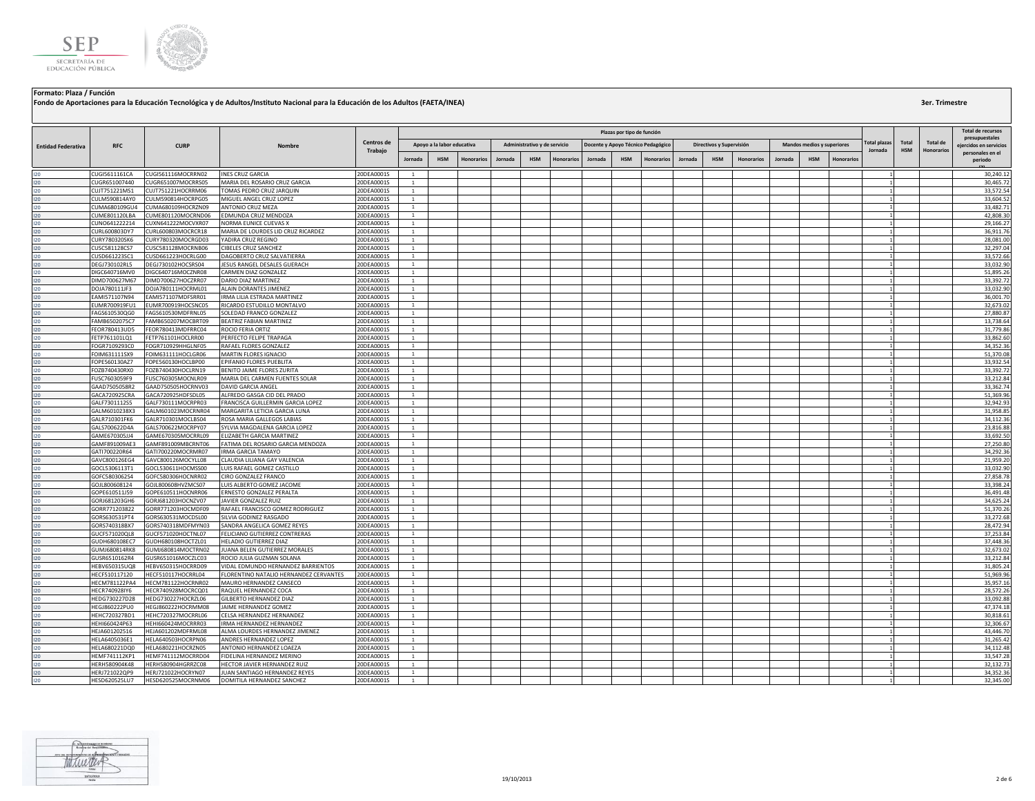**Formato: Plaza / Función**

**Fondo de Aportaciones para la Educación Tecnológica y de Adultos/Instituto Nacional para la Educación de los Adultos (FAETA/INEA)**

**3er. Trimestre**

| Entidad Federativa | RFC | CURP | Nombre | Centros de Trabajo | Plazas por tipo de función | | | | | | | | | | | | | | | Total plazas Jornada | Total HSM | Total de Honorarios | Total de recursos presupuestales ejercidos en servicios personales en el periodo (1) |
|---|---|---|---|---|---|---|---|---|---|---|---|---|---|---|---|---|---|---|---|---|---|---|---|
| | | | | | Apoyo a la labor educativa | | | Administrativo y de servicio | | | Docente y Apoyo Técnico Pedagógico | | | Directivos y Supervisión | | | Mandos medios y superiores | | | | | | |
| | | | | | Jornada | HSM | Honorarios | Jornada | HSM | Honorarios | Jornada | HSM | Honorarios | Jornada | HSM | Honorarios | Jornada | HSM | Honorarios | | | | |
| I20 | CUGI5611161CA | CUGI561116MOCRRN02 | INES CRUZ GARCIA | 20DEA0001S | 1 | | | | | | | | | | | | | | | 1 | | | 30,240.12 |
| I20 | CUGR651007440 | CUGR651007MOCRRS05 | MARIA DEL ROSARIO CRUZ GARCIA | 20DEA0001S | 1 | | | | | | | | | | | | | | | 1 | | | 30,465.72 |
| I20 | CUJT751221MS1 | CUJT751221HOCRRM06 | TOMAS PEDRO CRUZ JARQUIN | 20DEA0001S | 1 | | | | | | | | | | | | | | | 1 | | | 33,572.54 |
| I20 | CULM590814AY0 | CULM590814HOCRPG05 | MIGUEL ANGEL CRUZ LOPEZ | 20DEA0001S | 1 | | | | | | | | | | | | | | | 1 | | | 33,604.52 |
| I20 | CUMA680109GU4 | CUMA680109HOCRZN09 | ANTONIO CRUZ MEZA | 20DEA0001S | 1 | | | | | | | | | | | | | | | 1 | | | 33,482.71 |
| I20 | CUME801120LBA | CUME801120MOCRND06 | EDMUNDA CRUZ MENDOZA | 20DEA0001S | 1 | | | | | | | | | | | | | | | 1 | | | 42,808.30 |
| I20 | CUNO641222214 | CUXN641222MOCVXR07 | NORMA EUNICE CUEVAS X | 20DEA0001S | 1 | | | | | | | | | | | | | | | 1 | | | 29,166.27 |
| I20 | CURL600803DY7 | CURL600803MOCRCR18 | MARIA DE LOURDES LID CRUZ RICARDEZ | 20DEA0001S | 1 | | | | | | | | | | | | | | | 1 | | | 36,911.76 |
| I20 | CURY780320SK6 | CURY780320MOCRGD03 | YADIRA CRUZ REGINO | 20DEA0001S | 1 | | | | | | | | | | | | | | | 1 | | | 28,081.00 |
| I20 | CUSC581128CS7 | CUSC581128MOCRNB06 | CIBELES CRUZ SANCHEZ | 20DEA0001S | 1 | | | | | | | | | | | | | | | 1 | | | 32,297.04 |
| I20 | CUSD661223SC1 | CUSD661223HOCRLG00 | DAGOBERTO CRUZ SALVATIERRA | 20DEA0001S | 1 | | | | | | | | | | | | | | | 1 | | | 33,572.66 |
| I20 | DEGJ730102RL5 | DEGJ730102HOCSRS04 | JESUS RANGEL DESALES GUERACH | 20DEA0001S | 1 | | | | | | | | | | | | | | | 1 | | | 33,032.90 |
| I20 | DIGC640716MV0 | DIGC640716MOCZNR08 | CARMEN DIAZ GONZALEZ | 20DEA0001S | 1 | | | | | | | | | | | | | | | 1 | | | 51,895.26 |
| I20 | DIMD700627M67 | DIMD700627HOCZRR07 | DARIO DIAZ MARTINEZ | 20DEA0001S | 1 | | | | | | | | | | | | | | | 1 | | | 33,392.72 |
| I20 | DOJA780111JF3 | DOJA780111HOCRML01 | ALAIN DORANTES JIMENEZ | 20DEA0001S | 1 | | | | | | | | | | | | | | | 1 | | | 33,032.90 |
| I20 | EAMI571107N94 | EAMI571107MDFSRR01 | IRMA LILIA ESTRADA MARTINEZ | 20DEA0001S | 1 | | | | | | | | | | | | | | | 1 | | | 36,001.70 |
| I20 | EUMR700919FU1 | EUMR700919HOCSNC05 | RICARDO ESTUDILLO MONTALVO | 20DEA0001S | 1 | | | | | | | | | | | | | | | 1 | | | 32,673.02 |
| I20 | FAGS610530QG0 | FAGS610530MDFRNL05 | SOLEDAD FRANCO GONZALEZ | 20DEA0001S | 1 | | | | | | | | | | | | | | | 1 | | | 27,880.87 |
| I20 | FAMB6502075C7 | FAMB650207MOCBRT09 | BEATRIZ FABIAN MARTINEZ | 20DEA0001S | 1 | | | | | | | | | | | | | | | 1 | | | 13,738.64 |
| I20 | FEOR780413UD5 | FEOR780413MDFRRC04 | ROCIO FERIA ORTIZ | 20DEA0001S | 1 | | | | | | | | | | | | | | | 1 | | | 31,779.86 |
| I20 | FETP761101LQ1 | FETP761101HOCLRR00 | PERFECTO FELIPE TRAPAGA | 20DEA0001S | 1 | | | | | | | | | | | | | | | 1 | | | 33,862.60 |
| I20 | FOGR7109293C0 | FOGR710929HHGLNF05 | RAFAEL FLORES GONZALEZ | 20DEA0001S | 1 | | | | | | | | | | | | | | | 1 | | | 34,352.36 |
| I20 | FOIM631111SX9 | FOIM631111HOCLGR06 | MARTIN FLORES IGNACIO | 20DEA0001S | 1 | | | | | | | | | | | | | | | 1 | | | 51,370.08 |
| I20 | FOPE560130AZ7 | FOPE560130HOCLBP00 | EPIFANIO FLORES PUEBLITA | 20DEA0001S | 1 | | | | | | | | | | | | | | | 1 | | | 33,932.54 |
| I20 | FOZB740430RX0 | FOZB740430HOCLRN19 | BENITO JAIME FLORES ZURITA | 20DEA0001S | 1 | | | | | | | | | | | | | | | 1 | | | 33,392.72 |
| I20 | FUSC7603059F9 | FUSC760305MOCNLR09 | MARIA DEL CARMEN FUENTES SOLAR | 20DEA0001S | 1 | | | | | | | | | | | | | | | 1 | | | 33,212.84 |
| I20 | GAAD7505058R2 | GAAD750505HOCRNV03 | DAVID GARCIA ANGEL | 20DEA0001S | 1 | | | | | | | | | | | | | | | 1 | | | 33,362.74 |
| I20 | GACA720925CRA | GACA720925HDFSDL05 | ALFREDO GASGA CID DEL PRADO | 20DEA0001S | 1 | | | | | | | | | | | | | | | 1 | | | 51,369.96 |
| I20 | GALF7301112S5 | GALF730111MOCRPR03 | FRANCISCA GUILLERMIN GARCIA LOPEZ | 20DEA0001S | 1 | | | | | | | | | | | | | | | 1 | | | 32,942.93 |
| I20 | GALM6010238X3 | GALM601023MOCRNR04 | MARGARITA LETICIA GARCIA LUNA | 20DEA0001S | 1 | | | | | | | | | | | | | | | 1 | | | 31,958.85 |
| I20 | GALR710301FK6 | GALR710301MOCLBS04 | ROSA MARIA GALLEGOS LABIAS | 20DEA0001S | 1 | | | | | | | | | | | | | | | 1 | | | 34,112.36 |
| I20 | GALS700622D4A | GALS700622MOCRPY07 | SYLVIA MAGDALENA GARCIA LOPEZ | 20DEA0001S | 1 | | | | | | | | | | | | | | | 1 | | | 23,816.88 |
| I20 | GAME670305JJ4 | GAME670305MOCRRL09 | ELIZABETH GARCIA MARTINEZ | 20DEA0001S | 1 | | | | | | | | | | | | | | | 1 | | | 33,692.50 |
| I20 | GAMF891009AE3 | GAMF891009MBCRNT06 | FATIMA DEL ROSARIO GARCIA MENDOZA | 20DEA0001S | 1 | | | | | | | | | | | | | | | 1 | | | 27,250.80 |
| I20 | GATI700220R64 | GATI700220MOCRMR07 | IRMA GARCIA TAMAYO | 20DEA0001S | 1 | | | | | | | | | | | | | | | 1 | | | 34,292.36 |
| I20 | GAVC800126EG4 | GAVC800126MOCYLL08 | CLAUDIA LILIANA GAY VALENCIA | 20DEA0001S | 1 | | | | | | | | | | | | | | | 1 | | | 21,959.20 |
| I20 | GOCL5306113T1 | GOCL530611HOCMSS00 | LUIS RAFAEL GOMEZ CASTILLO | 20DEA0001S | 1 | | | | | | | | | | | | | | | 1 | | | 33,032.90 |
| I20 | GOFC5803062S4 | GOFC580306HOCNRR02 | CIRO GONZALEZ FRANCO | 20DEA0001S | 1 | | | | | | | | | | | | | | | 1 | | | 27,858.78 |
| I20 | GOJL800608124 | GOJL800608HVZMCS07 | LUIS ALBERTO GOMEZ JACOME | 20DEA0001S | 1 | | | | | | | | | | | | | | | 1 | | | 33,398.24 |
| I20 | GOPE610511J59 | GOPE610511HOCNRR06 | ERNESTO GONZALEZ PERALTA | 20DEA0001S | 1 | | | | | | | | | | | | | | | 1 | | | 36,491.48 |
| I20 | GORJ681203GH6 | GORJ681203HOCNZV07 | JAVIER GONZALEZ RUIZ | 20DEA0001S | 1 | | | | | | | | | | | | | | | 1 | | | 34,625.24 |
| I20 | GORR771203822 | GORR771203HOCMDF09 | RAFAEL FRANCISCO GOMEZ RODRIGUEZ | 20DEA0001S | 1 | | | | | | | | | | | | | | | 1 | | | 51,370.26 |
| I20 | GORS630531PT4 | GORS630531MOCDSL00 | SILVIA GODINEZ RASGADO | 20DEA0001S | 1 | | | | | | | | | | | | | | | 1 | | | 33,272.68 |
| I20 | GORS740318BX7 | GORS740318MDFMYN03 | SANDRA ANGELICA GOMEZ REYES | 20DEA0001S | 1 | | | | | | | | | | | | | | | 1 | | | 28,472.94 |
| I20 | GUCF571020QL8 | GUCF571020HOCTNL07 | FELICIANO GUTIERREZ CONTRERAS | 20DEA0001S | 1 | | | | | | | | | | | | | | | 1 | | | 37,253.84 |
| I20 | GUDH680108EC7 | GUDH680108HOCTZL01 | HELADIO GUTIERREZ DIAZ | 20DEA0001S | 1 | | | | | | | | | | | | | | | 1 | | | 37,448.36 |
| I20 | GUMJ680814RK8 | GUMJ680814MOCTRN02 | JUANA BELEN GUTIERREZ MORALES | 20DEA0001S | 1 | | | | | | | | | | | | | | | 1 | | | 32,673.02 |
| I20 | GUSR651012R4 | GUSR651016MOCZLC03 | ROCIO JULIA GUZMAN SOLANA | 20DEA0001S | 1 | | | | | | | | | | | | | | | 1 | | | 33,212.84 |
| I20 | HEBV650315UQ8 | HEBV650315HOCRRD09 | VIDAL EDMUNDO HERNANDEZ BARRIENTOS | 20DEA0001S | 1 | | | | | | | | | | | | | | | 1 | | | 31,805.24 |
| I20 | HECF510117120 | HECF510117HOCRRL04 | FLORENTINO NATALIO HERNANDEZ CERVANTES | 20DEA0001S | 1 | | | | | | | | | | | | | | | 1 | | | 51,969.96 |
| I20 | HECM781122PA4 | HECM781122HOCRNR02 | MAURO HERNANDEZ CANSECO | 20DEA0001S | 1 | | | | | | | | | | | | | | | 1 | | | 35,957.16 |
| I20 | HECR740928IY6 | HECR740928MOCRCQ01 | RAQUEL HERNANDEZ COCA | 20DEA0001S | 1 | | | | | | | | | | | | | | | 1 | | | 28,572.26 |
| I20 | HEDG730227D28 | HEDG730227HOCRZL06 | GILBERTO HERNANDEZ DIAZ | 20DEA0001S | 1 | | | | | | | | | | | | | | | 1 | | | 33,092.88 |
| I20 | HEGJ860222PU0 | HEGJ860222HOCRMM08 | JAIME HERNANDEZ GOMEZ | 20DEA0001S | 1 | | | | | | | | | | | | | | | 1 | | | 47,374.18 |
| I20 | HEHC720327BD1 | HEHC720327MOCRRL06 | CELSA HERNANDEZ HERNANDEZ | 20DEA0001S | 1 | | | | | | | | | | | | | | | 1 | | | 30,818.61 |
| I20 | HEHI660424P63 | HEHI660424MOCRRR03 | IRMA HERNANDEZ HERNANDEZ | 20DEA0001S | 1 | | | | | | | | | | | | | | | 1 | | | 32,306.67 |
| I20 | HEJA601202516 | HEJA601202MDFRML08 | ALMA LOURDES HERNANDEZ JIMENEZ | 20DEA0001S | 1 | | | | | | | | | | | | | | | 1 | | | 43,446.70 |
| I20 | HELA6405036E1 | HELA640503HOCRPN06 | ANDRES HERNANDEZ LOPEZ | 20DEA0001S | 1 | | | | | | | | | | | | | | | 1 | | | 31,265.42 |
| I20 | HELA680221DQ0 | HELA680221HOCRZN05 | ANTONIO HERNANDEZ LOAEZA | 20DEA0001S | 1 | | | | | | | | | | | | | | | 1 | | | 34,112.48 |
| I20 | HEMF741112KP1 | HEMF741112MOCRRD04 | FIDELINA HERNANDEZ MERINO | 20DEA0001S | 1 | | | | | | | | | | | | | | | 1 | | | 33,547.28 |
| I20 | HERH580904K48 | HERH580904HGRRZC08 | HECTOR JAVIER HERNANDEZ RUIZ | 20DEA0001S | 1 | | | | | | | | | | | | | | | 1 | | | 32,132.73 |
| I20 | HERJ721022QP9 | HERJ721022HOCRYN07 | JUAN SANTIAGO HERNANDEZ REYES | 20DEA0001S | 1 | | | | | | | | | | | | | | | 1 | | | 34,352.36 |
| I20 | HESD620525LU7 | HESD620525MOCRNM06 | DOMITILA HERNANDEZ SANCHEZ | 20DEA0001S | 1 | | | | | | | | | | | | | | | 1 | | | 32,345.00 |

19/10/2013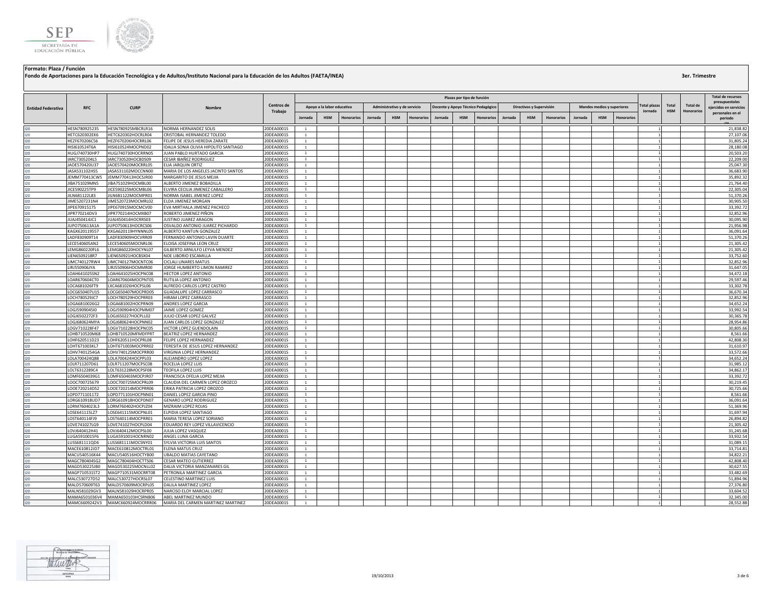**Formato: Plaza / Función**

**Fondo de Aportaciones para la Educación Tecnológica y de Adultos/Instituto Nacional para la Educación de los Adultos (FAETA/INEA)**

**3er. Trimestre**

| Entidad Federativa | RFC | CURP | Nombre | Centros de Trabajo | Plazas por tipo de función | | | | | | | | | | | | | | | Total plazas Jornada | Total HSM | Total de Honorarios | Total de recursos presupuestales ejercidos en servicios personales en el periodo |
|---|---|---|---|---|---|---|---|---|---|---|---|---|---|---|---|---|---|---|---|---|---|---|---|
| | | | | | Apoyo a la labor educativa | | | Administrativo y de servicio | | | Docente y Apoyo Técnico Pedagógico | | | Directivos y Supervisión | | | Mandos medios y superiores | | | | | | |
| | | | | | Jornada | HSM | Honorarios | Jornada | HSM | Honorarios | Jornada | HSM | Honorarios | Jornada | HSM | Honorarios | Jornada | HSM | Honorarios | | | | |
| I20 | HESN780925235 | HESN780925MBCRLR16 | NORMA HERNANDEZ SOLIS | 20DEA0001S | 1 | | | | | | | | | | | | | | | 1 | | | 21,838.82 |
| I20 | HETC620302EK6 | HETC620302HOCRLR04 | CRISTOBAL HERNANDEZ TOLEDO | 20DEA0001S | 1 | | | | | | | | | | | | | | | 1 | | | 27,107.06 |
| I20 | HEZF670206CS6 | HEZF670206HOCRRL06 | FELIPE DE JESUS HEREDIA ZARATE | 20DEA0001S | 1 | | | | | | | | | | | | | | | 1 | | | 31,805.24 |
| I20 | HISI610524T6A | HISI610524MOCPND02 | IDALIA SONIA OLIVIA HIPOLITO SANTIAGO | 20DEA0001S | 1 | | | | | | | | | | | | | | | 1 | | | 28,180.08 |
| I20 | HUGJ740730HP7 | HUGJ740730HOCRRN05 | JUAN PABLO HURTADO GARCIA | 20DEA0001S | 1 | | | | | | | | | | | | | | | 1 | | | 20,503.20 |
| I20 | IARC7305204L5 | IARC730520HOCBDS09 | CESAR IBAÑEZ RODRIGUEZ | 20DEA0001S | 1 | | | | | | | | | | | | | | | 1 | | | 22,209.00 |
| I20 | JAOE570420U37 | JAOE570420MOCRRL05 | ELIA JARQUIN ORTIZ | 20DEA0001S | 1 | | | | | | | | | | | | | | | 1 | | | 25,047.30 |
| I20 | JASA531102HS5 | JASA531102MOCCNN00 | MARIA DE LOS ANGELES JACINTO SANTOS | 20DEA0001S | 1 | | | | | | | | | | | | | | | 1 | | | 36,683.90 |
| I20 | JEMM770413CW5 | JEMM770413HOCSJR00 | MARGARITO DE JESUS MEJIA | 20DEA0001S | 1 | | | | | | | | | | | | | | | 1 | | | 35,892.32 |
| I20 | JIBA751029MN5 | JIBA751029HOCMBL00 | ALBERTO JIMENEZ BOBADILLA | 20DEA0001S | 1 | | | | | | | | | | | | | | | 1 | | | 21,764.40 |
| I20 | JICE590225TP9 | JICE590225MOCMBL06 | ELVIRA CECILIA JIMENEZ CABALLERO | 20DEA0001S | 1 | | | | | | | | | | | | | | | 1 | | | 22,305.04 |
| I20 | JILN681122L83 | JILN681122MOCMPR01 | NORMA ISABEL JIMENEZ LOPEZ | 20DEA0001S | 1 | | | | | | | | | | | | | | | 1 | | | 51,370.26 |
| I20 | JIME5207231N4 | JIME520723MOCMRL02 | ELDA JIMENEZ MORGAN | 20DEA0001S | 1 | | | | | | | | | | | | | | | 1 | | | 30,905.50 |
| I20 | JIPE670915175 | JIPE670915MOCMCV00 | EVA MIRTHALA JIMENEZ PACHECO | 20DEA0001S | 1 | | | | | | | | | | | | | | | 1 | | | 33,392.72 |
| I20 | JIPR770214DV3 | JIPR770214HOCMXB07 | ROBERTO JIMENEZ PIÑON | 20DEA0001S | 1 | | | | | | | | | | | | | | | 1 | | | 32,852.96 |
| I20 | JUAJ450414JC1 | JUAJ450414HOCRRS03 | JUSTINO JUAREZ ARAGON | 20DEA0001S | 1 | | | | | | | | | | | | | | | 1 | | | 30,095.90 |
| I20 | JUPO750613A1A | JUPO750613HOCRCS06 | OSVALDO ANTONIO JUAREZ PICHARDO | 20DEA0001S | 1 | | | | | | | | | | | | | | | 1 | | | 21,956.98 |
| I20 | KAGX620119557 | KXGA620119HYNNNL05 | ALBERTO KANTUN GONZALEZ | 20DEA0001S | 1 | | | | | | | | | | | | | | | 1 | | | 36,091.64 |
| I20 | LADF830909T14 | LADF830909HOCVRR09 | FERNANDO ANTONIO LAVIN DUARTE | 20DEA0001S | 1 | | | | | | | | | | | | | | | 1 | | | 51,370.26 |
| I20 | LECE540605AN2 | LECE540605MOCNRL06 | ELOISA JOSEFINA LEON CRUZ | 20DEA0001S | 1 | | | | | | | | | | | | | | | 1 | | | 21,305.42 |
| I20 | LEMG860220FL6 | LEMG860220HOCYNL07 | GILBERTO ARNULFO LEYVA MENDEZ | 20DEA0001S | 1 | | | | | | | | | | | | | | | 1 | | | 21,305.42 |
| I20 | LIEN650921 8R7 | LIEN650921HOCBSX04 | NOE LIBORIO ESCAMILLA | 20DEA0001S | 1 | | | | | | | | | | | | | | | 1 | | | 33,752.60 |
| I20 | LIMC740127RW4 | LIMC740127MOCNTC06 | CICLALI LINARES MATUS | 20DEA0001S | 1 | | | | | | | | | | | | | | | 1 | | | 32,852.96 |
| I20 | LIRJ550906JYA | LIRJ550906HOCMMR00 | JORGE HUMBERTO LIMON RAMIREZ | 20DEA0001S | 1 | | | | | | | | | | | | | | | 1 | | | 31,647.05 |
| I20 | LOAH641025SN2 | LOAH641025HOCPNC08 | HECTOR LOPEZ ANTONIO | 20DEA0001S | 1 | | | | | | | | | | | | | | | 1 | | | 34,472.18 |
| I20 | LOAR670604CT0 | LOAR670604MOCPNT05 | RUTILIA LOPEZ ANTONIO | 20DEA0001S | 1 | | | | | | | | | | | | | | | 1 | | | 29,597.46 |
| I20 | LOCA681026FT9 | LXCA681026HOCPSL06 | ALFREDO CARLOS LOPEZ CASTRO | 20DEA0001S | 1 | | | | | | | | | | | | | | | 1 | | | 33,302.78 |
| I20 | LOCG650407U15 | LOCG650407MOCPRD05 | GUADALUPE LOPEZ CARRASCO | 20DEA0001S | 1 | | | | | | | | | | | | | | | 1 | | | 36,670.34 |
| I20 | LOCH780529JC7 | LOCH780529HOCPRR03 | HIRAM LOPEZ CARRASCO | 20DEA0001S | 1 | | | | | | | | | | | | | | | 1 | | | 32,852.96 |
| I20 | LOGA6810026G2 | LOGA681002HOCPRN09 | ANDRES LOPEZ GARCIA | 20DEA0001S | 1 | | | | | | | | | | | | | | | 1 | | | 34,652.24 |
| I20 | LOGJ590904SI0 | LOGJ590904HOCPMM07 | JAIME LOPEZ GOMEZ | 20DEA0001S | 1 | | | | | | | | | | | | | | | 1 | | | 33,992.54 |
| I20 | LOGJ6502272F3 | LOGJ650227HOCPLL02 | JULIO CESAR LOPEZ GALVEZ | 20DEA0001S | 1 | | | | | | | | | | | | | | | 1 | | | 30,365.78 |
| I20 | LOGJ680624MYA | LOGJ680624HOCPNN02 | JUAN CARLOS LOPEZ GONZALEZ | 20DEA0001S | 1 | | | | | | | | | | | | | | | 1 | | | 28,954.86 |
| I20 | LOGV710228F47 | LOGV710228HOCPNC05 | VICTOR LOPEZ GUENDOLAIN | 20DEA0001S | 1 | | | | | | | | | | | | | | | 1 | | | 30,805.66 |
| I20 | LOHB710520M68 | LOHB710520MFMDFPRT | BEATRIZ LOPEZ HERNANDEZ | 20DEA0001S | 1 | | | | | | | | | | | | | | | 1 | | | 8,561.66 |
| I20 | LOHF620511D23 | LOHF620511HOCPRL08 | FELIPE LOPEZ HERNANDEZ | 20DEA0001S | 1 | | | | | | | | | | | | | | | 1 | | | 42,808.30 |
| I20 | LOHT671003KL7 | LOHT671003MOCPRR02 | TERESITA DE JESUS LOPEZ HERNANDEZ | 20DEA0001S | 1 | | | | | | | | | | | | | | | 1 | | | 31,610.97 |
| I20 | LOHV7401254GA | LOHV740125MOCPRR00 | VIRGINIA LOPEZ HERNANDEZ | 20DEA0001S | 1 | | | | | | | | | | | | | | | 1 | | | 33,572.66 |
| I20 | LOLA700424Q88 | LOLA700424HOCPPL03 | ALEJANDRO LOPEZ LOPEZ | 20DEA0001S | 1 | | | | | | | | | | | | | | | 1 | | | 34,652.24 |
| I20 | LOLR711207D61 | LOLR711207MOCPSC08 | ROCELIA LOPEZ LUIS | 20DEA0001S | 1 | | | | | | | | | | | | | | | 1 | | | 31,985.12 |
| I20 | LOLT6312289C4 | LOLT631228MOCPSF08 | TEOFILA LOPEZ LUIS | 20DEA0001S | 1 | | | | | | | | | | | | | | | 1 | | | 34,862.17 |
| I20 | LOMF6504039G1 | LOMF650403MOCPJR07 | FRANCISCA OFELIA LOPEZ MEJIA | 20DEA0001S | 1 | | | | | | | | | | | | | | | 1 | | | 33,392.72 |
| I20 | LOOC700725679 | LOOC700725MOCPRL09 | CLAUDIA DEL CARMEN LOPEZ OROZCO | 20DEA0001S | 1 | | | | | | | | | | | | | | | 1 | | | 30,219.45 |
| I20 | LOOE720214D52 | LOOE720214MOCPRR06 | ERIKA PATRICIA LOPEZ OROZCO | 20DEA0001S | 1 | | | | | | | | | | | | | | | 1 | | | 30,725.66 |
| I20 | LOPD771101172 | LOPD771101HOCPNN01 | DANIEL LOPEZ GARCIA PINO | 20DEA0001S | 1 | | | | | | | | | | | | | | | 1 | | | 8,561.66 |
| I20 | LORG610918UD7 | LORG610918HOCPDN07 | GENARO LOPEZ RODRIGUEZ | 20DEA0001S | 1 | | | | | | | | | | | | | | | 1 | | | 36,091.64 |
| I20 | LORM7604023L3 | LORM760402HOCPJZ04 | MIZRAIM LOPEZ ROJAS | 20DEA0001S | 1 | | | | | | | | | | | | | | | 1 | | | 51,369.96 |
| I20 | LOSE641115LZ7 | LOSE641115MOCPNL01 | ELPIDIA LOPEZ SANTIAGO | 20DEA0001S | 1 | | | | | | | | | | | | | | | 1 | | | 31,697.94 |
| I20 | LOST640114FJ9 | LOST640114MOCPRR01 | MARIA TERESA LOPEZ SORIANO | 20DEA0001S | 1 | | | | | | | | | | | | | | | 1 | | | 26,894.82 |
| I20 | LOVE741027LG9 | LOVE741027HOCPLD04 | EDUARDO REY LOPEZ VILLAVICENCIO | 20DEA0001S | 1 | | | | | | | | | | | | | | | 1 | | | 21,305.42 |
| I20 | LOVJ640412H41 | LOVJ640412MOCPSL00 | JULIA LOPEZ VASQUEZ | 20DEA0001S | 1 | | | | | | | | | | | | | | | 1 | | | 31,245.68 |
| I20 | LUGA591001SF6 | LUGA591001HOCNRN02 | ANGEL LUNA GARCIA | 20DEA0001S | 1 | | | | | | | | | | | | | | | 1 | | | 33,932.54 |
| I20 | LUSS681111QD6 | LUSS681111MOCSNY01 | SYLVIA VICTORIA LUIS SANTOS | 20DEA0001S | 1 | | | | | | | | | | | | | | | 1 | | | 31,089.15 |
| I20 | MACE610812JD7 | MACE610812MOCTRL01 | ELENA MATUS CRUZ | 20DEA0001S | 1 | | | | | | | | | | | | | | | 1 | | | 33,714.81 |
| I20 | MACU540516K44 | MACU540516HOCTYB00 | UBALDO MATIAS CAYETANO | 20DEA0001S | 1 | | | | | | | | | | | | | | | 1 | | | 34,822.21 |
| I20 | MAGC780404SG2 | MAGC780404HOCTTS06 | CESAR MATEO GUTIERREZ | 20DEA0001S | 1 | | | | | | | | | | | | | | | 1 | | | 42,808.40 |
| I20 | MAGD530225JB0 | MAGD530225MOCNLL02 | DALIA VICTORIA MANZANARES GIL | 20DEA0001S | 1 | | | | | | | | | | | | | | | 1 | | | 30,627.55 |
| I20 | MAGP710531ST2 | MAGP710531MOCRRT08 | PETRONILA MARTINEZ GARCIA | 20DEA0001S | 1 | | | | | | | | | | | | | | | 1 | | | 33,482.69 |
| I20 | MALC530727D52 | MALC530727HOCRSL07 | CELESTINO MARTINEZ LUIS | 20DEA0001S | 1 | | | | | | | | | | | | | | | 1 | | | 51,894.96 |
| I20 | MALD570609T63 | MALD570609MOCRPL05 | DALILA MARTINEZ LOPEZ | 20DEA0001S | 1 | | | | | | | | | | | | | | | 1 | | | 27,376.80 |
| I20 | MALN581029GV3 | MALN581029HOCRPR05 | NARCISO ELOY MARCIAL LOPEZ | 20DEA0001S | 1 | | | | | | | | | | | | | | | 1 | | | 33,604.52 |
| I20 | MAMA6501036V4 | MAMA650103HOCRNB06 | ABEL MARTINEZ MUNDO | 20DEA0001S | 1 | | | | | | | | | | | | | | | 1 | | | 32,345.00 |
| I20 | MAMC6609242V3 | MAMC660924MOCRRR06 | MARIA DEL CARMEN MARTINEZ MARTINEZ | 20DEA0001S | 1 | | | | | | | | | | | | | | | 1 | | | 28,552.88 |

19/10/2013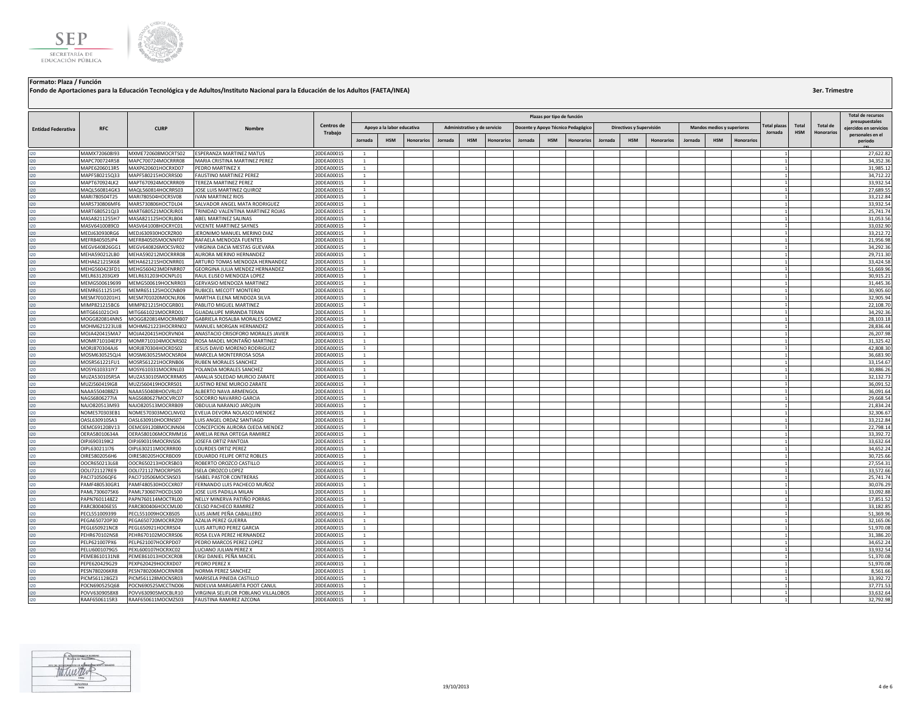**Formato: Plaza / Función**

**Fondo de Aportaciones para la Educación Tecnológica y de Adultos/Instituto Nacional para la Educación de los Adultos (FAETA/INEA)**

**3er. Trimestre**

| Entidad Federativa | RFC | CURP | Nombre | Centros de Trabajo | Plazas por tipo de función | | | | | | | | | | | | | | | Total plazas Jornada | Total HSM | Total de Honorarios | Total de recursos presupuestales ejercidos en servicios personales en el periodo (2) |
|---|---|---|---|---|---|---|---|---|---|---|---|---|---|---|---|---|---|---|---|---|---|---|---|
| | | | | | Apoyo a la labor educativa | | | Administrativo y de servicio | | | Docente y Apoyo Técnico Pedagógico | | | Directivos y Supervisión | | | Mandos medios y superiores | | | | | | |
| | | | | | Jornada | HSM | Honorarios | Jornada | HSM | Honorarios | Jornada | HSM | Honorarios | Jornada | HSM | Honorarios | Jornada | HSM | Honorarios | | | | |
| I20 | MAMX720608I93 | MXME720608MOCRTS02 | ESPERANZA MARTINEZ MATUS | 20DEA0001S | 1 | | | | | | | | | | | | | | | 1 | | | 27,622.82 |
| I20 | MAPC700724R58 | MAPC700724MOCRRR08 | MARIA CRISTINA MARTINEZ PEREZ | 20DEA0001S | 1 | | | | | | | | | | | | | | | 1 | | | 34,352.36 |
| I20 | MAPE6206013R5 | MAXP620601HOCRXD07 | PEDRO MARTINEZ X | 20DEA0001S | 1 | | | | | | | | | | | | | | | 1 | | | 31,985.12 |
| I20 | MAPF580215Q33 | MAPF580215HOCRRS00 | FAUSTINO MARTINEZ PEREZ | 20DEA0001S | 1 | | | | | | | | | | | | | | | 1 | | | 34,712.22 |
| I20 | MAPT670924LK2 | MAPT670924MOCRRR09 | TEREZA MARTINEZ PEREZ | 20DEA0001S | 1 | | | | | | | | | | | | | | | 1 | | | 33,932.54 |
| I20 | MAQL560814GK3 | MAQL560814HOCRRS03 | JOSE LUIS MARTINEZ QUIROZ | 20DEA0001S | 1 | | | | | | | | | | | | | | | 1 | | | 27,689.55 |
| I20 | MARI780504T25 | MARI780504HOCRSV08 | IVAN MARTINEZ RIOS | 20DEA0001S | 1 | | | | | | | | | | | | | | | 1 | | | 33,212.84 |
| I20 | MARS730806MF6 | MARS730806HOCTDL04 | SALVADOR ANGEL MATA RODRIGUEZ | 20DEA0001S | 1 | | | | | | | | | | | | | | | 1 | | | 33,932.54 |
| I20 | MART680521QJ3 | MART680521MOCRJR01 | TRINIDAD VALENTINA MARTINEZ ROJAS | 20DEA0001S | 1 | | | | | | | | | | | | | | | 1 | | | 25,741.74 |
| I20 | MASA8211255H7 | MASA821125HOCRLB04 | ABEL MARTINEZ SALINAS | 20DEA0001S | 1 | | | | | | | | | | | | | | | 1 | | | 31,053.56 |
| I20 | MASV6410089C0 | MASV641008HOCRYC01 | VICENTE MARTINEZ SAYNES | 20DEA0001S | 1 | | | | | | | | | | | | | | | 1 | | | 33,032.90 |
| I20 | MEDJ630930RG6 | MEDJ630930HOCRZR00 | JERONIMO MANUEL MERINO DIAZ | 20DEA0001S | 1 | | | | | | | | | | | | | | | 1 | | | 33,212.72 |
| I20 | MEFR840505JP4 | MEFR840505MOCNNF07 | RAFAELA MENDOZA FUENTES | 20DEA0001S | 1 | | | | | | | | | | | | | | | 1 | | | 21,956.98 |
| I20 | MEGV640826GG1 | MEGV640826MOCSVR02 | VIRGINIA DACIA MESTAS GUEVARA | 20DEA0001S | 1 | | | | | | | | | | | | | | | 1 | | | 34,292.36 |
| I20 | MEHA590212LB0 | MEHA590212MOCRRR08 | AURORA MERINO HERNANDEZ | 20DEA0001S | 1 | | | | | | | | | | | | | | | 1 | | | 29,711.30 |
| I20 | MEHA621215K68 | MEHA621215HOCNRR01 | ARTURO TOMAS MENDOZA HERNANDEZ | 20DEA0001S | 1 | | | | | | | | | | | | | | | 1 | | | 33,424.58 |
| I20 | MEHG560423FD1 | MEHG560423MDFNRR07 | GEORGINA JULIA MENDEZ HERNANDEZ | 20DEA0001S | 1 | | | | | | | | | | | | | | | 1 | | | 51,669.96 |
| I20 | MELR631203GX9 | MELR631203HOCNPL01 | RAUL ELISEO MENDOZA LOPEZ | 20DEA0001S | 1 | | | | | | | | | | | | | | | 1 | | | 30,915.21 |
| I20 | MEMG500619699 | MEMG500619HOCNRR03 | GERVASIO MENDOZA MARTINEZ | 20DEA0001S | 1 | | | | | | | | | | | | | | | 1 | | | 31,445.36 |
| I20 | MEMR6511251H5 | MEMR651125HOCCNB09 | RUBICEL MECOTT MONTERO | 20DEA0001S | 1 | | | | | | | | | | | | | | | 1 | | | 30,905.60 |
| I20 | MESM7010201H1 | MESM701020MOCNLR06 | MARTHA ELENA MENDOZA SILVA | 20DEA0001S | 1 | | | | | | | | | | | | | | | 1 | | | 32,905.94 |
| I20 | MIMP821215BC6 | MIMP821215HOCGRB01 | PABLITO MIGUEL MARTINEZ | 20DEA0001S | 1 | | | | | | | | | | | | | | | 1 | | | 22,108.70 |
| I20 | MITG661021CH3 | MITG661021MOCRRD01 | GUADALUPE MIRANDA TERAN | 20DEA0001S | 1 | | | | | | | | | | | | | | | 1 | | | 34,292.36 |
| I20 | MOGG820814NN5 | MOGG820814MOCRMB07 | GABRIELA ROSALBA MORALES GOMEZ | 20DEA0001S | 1 | | | | | | | | | | | | | | | 1 | | | 28,103.18 |
| I20 | MOHM621223UJ8 | MOHM621223HOCRRN02 | MANUEL MORGAN HERNANDEZ | 20DEA0001S | 1 | | | | | | | | | | | | | | | 1 | | | 28,836.44 |
| I20 | MOJA420415MA7 | MOJA420415HOCRVN04 | ANASTACIO CRISOFORO MORALES JAVIER | 20DEA0001S | 1 | | | | | | | | | | | | | | | 1 | | | 26,207.98 |
| I20 | MOMR710104EP3 | MOMR710104MOCNRS02 | ROSA MADEL MONTAÑO MARTINEZ | 20DEA0001S | 1 | | | | | | | | | | | | | | | 1 | | | 31,325.42 |
| I20 | MORJ870304AJ6 | MORJ870304HOCRDS02 | JESUS DAVID MORENO RODRIGUEZ | 20DEA0001S | 1 | | | | | | | | | | | | | | | 1 | | | 42,808.30 |
| I20 | MOSM630525QJ4 | MOSM630525MOCNSR04 | MARCELA MONTERROSA SOSA | 20DEA0001S | 1 | | | | | | | | | | | | | | | 1 | | | 36,683.90 |
| I20 | MOSR561221FU1 | MOSR561221HOCRNB06 | RUBEN MORALES SANCHEZ | 20DEA0001S | 1 | | | | | | | | | | | | | | | 1 | | | 33,154.67 |
| I20 | MOSY610331IY7 | MOSY610331MOCRNL03 | YOLANDA MORALES SANCHEZ | 20DEA0001S | 1 | | | | | | | | | | | | | | | 1 | | | 30,886.26 |
| I20 | MUZA530105R5A | MUZA530105MOCRRM05 | AMALIA SOLEDAD MURCIO ZARATE | 20DEA0001S | 1 | | | | | | | | | | | | | | | 1 | | | 32,132.73 |
| I20 | MUZJ560419IG8 | MUZJ560419HOCRRS01 | JUSTINO RENE MURCIO ZARATE | 20DEA0001S | 1 | | | | | | | | | | | | | | | 1 | | | 36,091.52 |
| I20 | NAAA5504088Z3 | NAAA550408HOCVRL07 | ALBERTO NAVA ARMENGOL | 20DEA0001S | 1 | | | | | | | | | | | | | | | 1 | | | 36,091.64 |
| I20 | NAGS6806277IA | NAGS680627MOCVRC07 | SOCORRO NAVARRO GARCIA | 20DEA0001S | 1 | | | | | | | | | | | | | | | 1 | | | 29,668.54 |
| I20 | NAJO820513M93 | NAJO820513MOCRRB09 | OBDULIA NARANJO JARQUIN | 20DEA0001S | 1 | | | | | | | | | | | | | | | 1 | | | 21,834.24 |
| I20 | NOME570303EB1 | NOME570303MOCLNV02 | EVELIA DEVORA NOLASCO MENDEZ | 20DEA0001S | 1 | | | | | | | | | | | | | | | 1 | | | 32,306.67 |
| I20 | OASL6309105A3 | OASL630910HOCRNS07 | LUIS ANGEL ORDAZ SANTIAGO | 20DEA0001S | 1 | | | | | | | | | | | | | | | 1 | | | 33,212.84 |
| I20 | OEMC691208V13 | OEMC691208MOCJNN04 | CONCEPCION AURORA OJEDA MENDEZ | 20DEA0001S | 1 | | | | | | | | | | | | | | | 1 | | | 22,798.14 |
| I20 | OERA58010634A | OERA580106MOCRMM16 | AMELIA REINA ORTEGA RAMIREZ | 20DEA0001S | 1 | | | | | | | | | | | | | | | 1 | | | 33,392.72 |
| I20 | OIPJ690319IK2 | OIPJ690319MOCRNS06 | JOSEFA ORTIZ PANTOJA | 20DEA0001S | 1 | | | | | | | | | | | | | | | 1 | | | 33,632.64 |
| I20 | OIPL630211I76 | OIPL630211MOCRRR00 | LOURDES ORTIZ PEREZ | 20DEA0001S | 1 | | | | | | | | | | | | | | | 1 | | | 34,652.24 |
| I20 | OIRE5802056H6 | OIRE580205HOCRBD09 | EDUARDO FELIPE ORTIZ ROBLES | 20DEA0001S | 1 | | | | | | | | | | | | | | | 1 | | | 30,725.66 |
| I20 | OOCR650213L68 | OOCR650213HOCRSB03 | ROBERTO OROZCO CASTILLO | 20DEA0001S | 1 | | | | | | | | | | | | | | | 1 | | | 27,554.31 |
| I20 | OOLI721127RE9 | OOLI721127MOCRPS05 | ISELA OROZCO LOPEZ | 20DEA0001S | 1 | | | | | | | | | | | | | | | 1 | | | 33,572.66 |
| I20 | PACI710506QF6 | PACI710506MOCSNS03 | ISABEL PASTOR CONTRERAS | 20DEA0001S | 1 | | | | | | | | | | | | | | | 1 | | | 25,741.74 |
| I20 | PAMF480530GR1 | PAMF480530HOCCXR07 | FERNANDO LUIS PACHECO MUÑOZ | 20DEA0001S | 1 | | | | | | | | | | | | | | | 1 | | | 30,076.29 |
| I20 | PAML7306075K6 | PAML730607HOCDLS00 | JOSE LUIS PADILLA MILAN | 20DEA0001S | 1 | | | | | | | | | | | | | | | 1 | | | 33,092.88 |
| I20 | PAPN7601148Z2 | PAPN760114MOCTRL00 | NELLY MINERVA PATIÑO PORRAS | 20DEA0001S | 1 | | | | | | | | | | | | | | | 1 | | | 17,851.52 |
| I20 | PARC800406ES5 | PARC800406HOCCML00 | CELSO PACHECO RAMIREZ | 20DEA0001S | 1 | | | | | | | | | | | | | | | 1 | | | 33,182.85 |
| I20 | PECL551009399 | PECL551009HOCXBS05 | LUIS JAIME PEÑA CABALLERO | 20DEA0001S | 1 | | | | | | | | | | | | | | | 1 | | | 51,369.96 |
| I20 | PEGA650720P30 | PEGA650720MOCRRZ09 | AZALIA PEREZ GUERRA | 20DEA0001S | 1 | | | | | | | | | | | | | | | 1 | | | 32,165.06 |
| I20 | PEGL650921NC8 | PEGL650921HOCRRS04 | LUIS ARTURO PEREZ GARCIA | 20DEA0001S | 1 | | | | | | | | | | | | | | | 1 | | | 51,970.08 |
| I20 | PEHR670102NS8 | PEHR670102MOCRRS06 | ROSA ELVA PEREZ HERNANDEZ | 20DEA0001S | 1 | | | | | | | | | | | | | | | 1 | | | 31,386.20 |
| I20 | PELP621007PX6 | PELP621007HOCRPD07 | PEDRO MARCOS PEREZ LOPEZ | 20DEA0001S | 1 | | | | | | | | | | | | | | | 1 | | | 34,652.24 |
| I20 | PELU6001079G5 | PEXL600107HOCRXC02 | LUCIANO JULIAN PEREZ X | 20DEA0001S | 1 | | | | | | | | | | | | | | | 1 | | | 33,932.54 |
| I20 | PEME8610131N8 | PEME861013HOCXCR08 | ERGI DANIEL PEÑA MACIEL | 20DEA0001S | 1 | | | | | | | | | | | | | | | 1 | | | 51,370.08 |
| I20 | PEPE620429G29 | PEXP620429HOCRXD07 | PEDRO PEREZ X | 20DEA0001S | 1 | | | | | | | | | | | | | | | 1 | | | 51,970.08 |
| I20 | PESN780206KR8 | PESN780206MOCRNR08 | NORMA PEREZ SANCHEZ | 20DEA0001S | 1 | | | | | | | | | | | | | | | 1 | | | 8,561.66 |
| I20 | PICM561128GZ3 | PICM561128MOCNSR03 | MARISELA PINEDA CASTILLO | 20DEA0001S | 1 | | | | | | | | | | | | | | | 1 | | | 33,392.72 |
| I20 | POCN690525Q68 | POCN690525MCCTND06 | NIDELVIA MARGARITA POOT CANUL | 20DEA0001S | 1 | | | | | | | | | | | | | | | 1 | | | 37,771.53 |
| I20 | POVV6309058X8 | POVV630905MOCBLR10 | VIRGINIA SELIFLOR POBLANO VILLALOBOS | 20DEA0001S | 1 | | | | | | | | | | | | | | | 1 | | | 33,632.64 |
| I20 | RAAF6506115R3 | RAAF650611MOCMZS03 | FAUSTINA RAMIREZ AZCONA | 20DEA0001S | 1 | | | | | | | | | | | | | | | 1 | | | 32,792.98 |

19/10/2013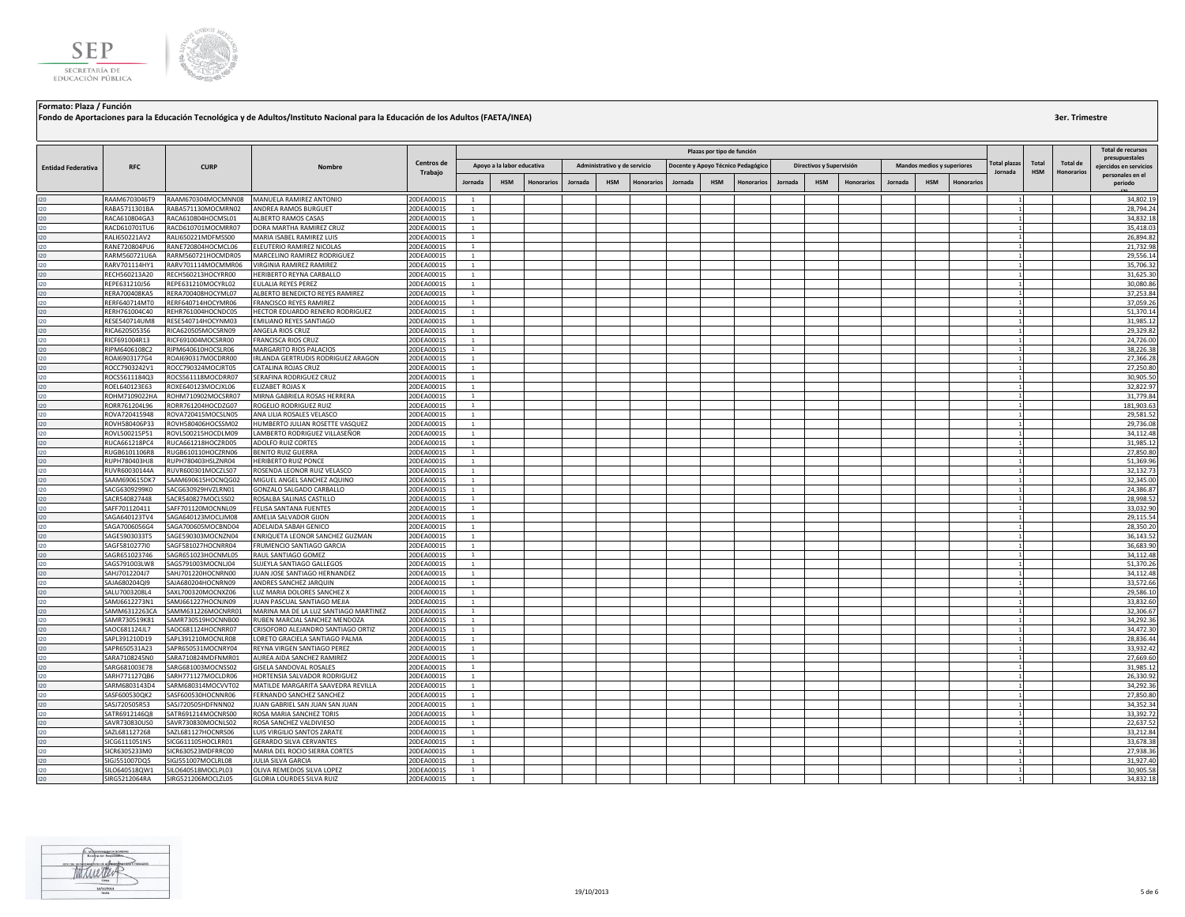**Formato: Plaza / Función**

**Fondo de Aportaciones para la Educación Tecnológica y de Adultos/Instituto Nacional para la Educación de los Adultos (FAETA/INEA)**

**3er. Trimestre**

| Entidad Federativa | RFC | CURP | Nombre | Centros de Trabajo | Plazas por tipo de función | | | | | | | | | | | | | | | Total plazas Jornada | Total HSM | Total de Honorarios | Total de recursos presupuestales ejercidos en servicios personales en el periodo |
|---|---|---|---|---|---|---|---|---|---|---|---|---|---|---|---|---|---|---|---|---|---|---|---|
| | | | | | Apoyo a la labor educativa | | | Administrativo y de servicio | | | Docente y Apoyo Técnico Pedagógico | | | Directivos y Supervisión | | | Mandos medios y superiores | | | | | | |
| | | | | | Jornada | HSM | Honorarios | Jornada | HSM | Honorarios | Jornada | HSM | Honorarios | Jornada | HSM | Honorarios | Jornada | HSM | Honorarios | | | | |
| I20 | RAAM670304ET9 | RAAM670304MOCMNN08 | MANUELA RAMIREZ ANTONIO | 20DEA0001S | 1 | | | | | | | | | | | | | | | 1 | | | 34,802.19 |
| I20 | RABA5711301BA | RABA571130MOCMRN02 | ANDREA RAMOS BURGUET | 20DEA0001S | 1 | | | | | | | | | | | | | | | 1 | | | 28,794.24 |
| I20 | RACA610804GA3 | RACA610804HOCMSL01 | ALBERTO RAMOS CASAS | 20DEA0001S | 1 | | | | | | | | | | | | | | | 1 | | | 34,832.18 |
| I20 | RACD610701TU6 | RACD610701MOCMRR07 | DORA MARTHA RAMIREZ CRUZ | 20DEA0001S | 1 | | | | | | | | | | | | | | | 1 | | | 35,418.03 |
| I20 | RALI650221AV2 | RALI650221MDFMSS00 | MARIA ISABEL RAMIREZ LUIS | 20DEA0001S | 1 | | | | | | | | | | | | | | | 1 | | | 26,894.82 |
| I20 | RANE720804PU6 | RANE720804HOCMCL06 | ELEUTERIO RAMIREZ NICOLAS | 20DEA0001S | 1 | | | | | | | | | | | | | | | 1 | | | 21,732.98 |
| I20 | RARM560721U6A | RARM560721HOCMDR05 | MARCELINO RAMIREZ RODRIGUEZ | 20DEA0001S | 1 | | | | | | | | | | | | | | | 1 | | | 29,556.14 |
| I20 | RARV701114HY1 | RARV701114MOCMMR06 | VIRGINIA RAMIREZ RAMIREZ | 20DEA0001S | 1 | | | | | | | | | | | | | | | 1 | | | 35,706.32 |
| I20 | RECH560213A20 | RECH560213HOCYRR00 | HERIBERTO REYNA CARBALLO | 20DEA0001S | 1 | | | | | | | | | | | | | | | 1 | | | 31,625.30 |
| I20 | REPE631210JS6 | REPE631210MOCYRL02 | EULALIA REYES PEREZ | 20DEA0001S | 1 | | | | | | | | | | | | | | | 1 | | | 30,080.86 |
| I20 | RERA700408KA5 | RERA700408HOCYML07 | ALBERTO BENEDICTO REYES RAMIREZ | 20DEA0001S | 1 | | | | | | | | | | | | | | | 1 | | | 37,253.84 |
| I20 | RERF640714MT0 | RERF640714HOCYMR06 | FRANCISCO REYES RAMIREZ | 20DEA0001S | 1 | | | | | | | | | | | | | | | 1 | | | 37,059.26 |
| I20 | RERH761004C40 | REHR761004HOCNDC05 | HECTOR EDUARDO RENERO RODRIGUEZ | 20DEA0001S | 1 | | | | | | | | | | | | | | | 1 | | | 51,370.14 |
| I20 | RESE540714UM8 | RESE540714HOCYNM03 | EMILIANO REYES SANTIAGO | 20DEA0001S | 1 | | | | | | | | | | | | | | | 1 | | | 31,985.12 |
| I20 | RICA620505356 | RICA620505MOCSRN09 | ANGELA RIOS CRUZ | 20DEA0001S | 1 | | | | | | | | | | | | | | | 1 | | | 29,329.82 |
| I20 | RICF691004R13 | RICF691004MOCSRR00 | FRANCISCA RIOS CRUZ | 20DEA0001S | 1 | | | | | | | | | | | | | | | 1 | | | 24,726.00 |
| I20 | RIPM6406108C2 | RIPM640610HOCSLR06 | MARGARITO RIOS PALACIOS | 20DEA0001S | 1 | | | | | | | | | | | | | | | 1 | | | 38,226.38 |
| I20 | ROAI6903177G4 | ROAI690317MOCDRR00 | IRLANDA GERTRUDIS RODRIGUEZ ARAGON | 20DEA0001S | 1 | | | | | | | | | | | | | | | 1 | | | 27,366.28 |
| I20 | ROCC7903242V1 | ROCC790324MOCJRT05 | CATALINA ROJAS CRUZ | 20DEA0001S | 1 | | | | | | | | | | | | | | | 1 | | | 27,250.80 |
| I20 | ROCS5611184Q3 | ROCS561118MOCDRR07 | SERAFINA RODRIGUEZ CRUZ | 20DEA0001S | 1 | | | | | | | | | | | | | | | 1 | | | 30,905.50 |
| I20 | ROEL640123E63 | ROXE640123MOCJXL06 | ELIZABET ROJAS X | 20DEA0001S | 1 | | | | | | | | | | | | | | | 1 | | | 32,822.97 |
| I20 | ROHM7109022HA | ROHM710902MOCSRR07 | MIRNA GABRIELA ROSAS HERRERA | 20DEA0001S | 1 | | | | | | | | | | | | | | | 1 | | | 31,779.84 |
| I20 | RORR761204L96 | RORR761204HOCDZG07 | ROGELIO RODRIGUEZ RUIZ | 20DEA0001S | 1 | | | | | | | | | | | | | | | 1 | | | 181,903.63 |
| I20 | ROVA720415948 | ROVA720415MOCSLN05 | ANA LILIA ROSALES VELASCO | 20DEA0001S | 1 | | | | | | | | | | | | | | | 1 | | | 29,581.52 |
| I20 | ROVH580406P33 | ROVH580406HOCSSM02 | HUMBERTO JULIAN ROSETTE VASQUEZ | 20DEA0001S | 1 | | | | | | | | | | | | | | | 1 | | | 29,736.08 |
| I20 | ROVL500215P51 | ROVL500215HOCDLM09 | LAMBERTO RODRIGUEZ VILLASEÑOR | 20DEA0001S | 1 | | | | | | | | | | | | | | | 1 | | | 34,112.48 |
| I20 | RUCA661218PC4 | RUCA661218HOCZRD05 | ADOLFO RUIZ CORTES | 20DEA0001S | 1 | | | | | | | | | | | | | | | 1 | | | 31,985.12 |
| I20 | RUGB6101106R8 | RUGB610110HOCZRN06 | BENITO RUIZ GUERRA | 20DEA0001S | 1 | | | | | | | | | | | | | | | 1 | | | 27,850.80 |
| I20 | RUPH780403HJ8 | RUPH780403HSLZNR04 | HERIBERTO RUIZ PONCE | 20DEA0001S | 1 | | | | | | | | | | | | | | | 1 | | | 51,369.96 |
| I20 | RUVR60030144A | RUVR600301MOCZLS07 | ROSENDA LEONOR RUIZ VELASCO | 20DEA0001S | 1 | | | | | | | | | | | | | | | 1 | | | 32,132.73 |
| I20 | SAAM690615DK7 | SAAM690615HOCNQG02 | MIGUEL ANGEL SANCHEZ AQUINO | 20DEA0001S | 1 | | | | | | | | | | | | | | | 1 | | | 32,345.00 |
| I20 | SACG6309299K0 | SACG630929HVZLRN01 | GONZALO SALGADO CARBALLO | 20DEA0001S | 1 | | | | | | | | | | | | | | | 1 | | | 24,386.87 |
| I20 | SACR540827448 | SACR540827MOCLSS02 | ROSALBA SALINAS CASTILLO | 20DEA0001S | 1 | | | | | | | | | | | | | | | 1 | | | 28,998.52 |
| I20 | SAFF701120411 | SAFF701120MOCNNL09 | FELISA SANTANA FUENTES | 20DEA0001S | 1 | | | | | | | | | | | | | | | 1 | | | 33,032.90 |
| I20 | SAGA640123TV4 | SAGA640123MOCLJM08 | AMELIA SALVADOR GIJON | 20DEA0001S | 1 | | | | | | | | | | | | | | | 1 | | | 29,115.54 |
| I20 | SAGA7006056G4 | SAGA700605MOCBND04 | ADELAIDA SABAH GENICO | 20DEA0001S | 1 | | | | | | | | | | | | | | | 1 | | | 28,350.20 |
| I20 | SAGE5903033T5 | SAGE590303MOCNZN04 | ENRIQUETA LEONOR SANCHEZ GUZMAN | 20DEA0001S | 1 | | | | | | | | | | | | | | | 1 | | | 36,143.52 |
| I20 | SAGF5810277I0 | SAGF581027HOCNRR04 | FRUMENCIO SANTIAGO GARCIA | 20DEA0001S | 1 | | | | | | | | | | | | | | | 1 | | | 36,683.90 |
| I20 | SAGR651023746 | SAGR651023HOCNML05 | RAUL SANTIAGO GOMEZ | 20DEA0001S | 1 | | | | | | | | | | | | | | | 1 | | | 34,112.48 |
| I20 | SAGS791003LW8 | SAGS791003MOCNLJ04 | SUJEYLA SANTIAGO GALLEGOS | 20DEA0001S | 1 | | | | | | | | | | | | | | | 1 | | | 51,370.26 |
| I20 | SAHJ7012204J7 | SAHJ701220HOCNRN00 | JUAN JOSE SANTIAGO HERNANDEZ | 20DEA0001S | 1 | | | | | | | | | | | | | | | 1 | | | 34,112.48 |
| I20 | SAJA680204QJ9 | SAJA680204HOCNRN09 | ANDRES SANCHEZ JARQUIN | 20DEA0001S | 1 | | | | | | | | | | | | | | | 1 | | | 33,572.66 |
| I20 | SALU7003208L4 | SAXL700320MOCNXZ06 | LUZ MARIA DOLORES SANCHEZ X | 20DEA0001S | 1 | | | | | | | | | | | | | | | 1 | | | 29,586.10 |
| I20 | SAMJ6612273N1 | SAMJ661227HOCNJN09 | JUAN PASCUAL SANTIAGO MEJIA | 20DEA0001S | 1 | | | | | | | | | | | | | | | 1 | | | 33,832.60 |
| I20 | SAMM6312263CA | SAMM631226MOCNRR01 | MARINA MA DE LA LUZ SANTIAGO MARTINEZ | 20DEA0001S | 1 | | | | | | | | | | | | | | | 1 | | | 32,306.67 |
| I20 | SAMR730519K81 | SAMR730519HOCNNB00 | RUBEN MARCIAL SANCHEZ MENDOZA | 20DEA0001S | 1 | | | | | | | | | | | | | | | 1 | | | 34,292.36 |
| I20 | SAOC681124JL7 | SAOC681124HOCNRR07 | CRISOFORO ALEJANDRO SANTIAGO ORTIZ | 20DEA0001S | 1 | | | | | | | | | | | | | | | 1 | | | 34,472.30 |
| I20 | SAPL391210D19 | SAPL391210MOCNLR08 | LORETO GRACIELA SANTIAGO PALMA | 20DEA0001S | 1 | | | | | | | | | | | | | | | 1 | | | 28,836.44 |
| I20 | SAPR650531A23 | SAPR650531MOCNRY04 | REYNA VIRGEN SANTIAGO PEREZ | 20DEA0001S | 1 | | | | | | | | | | | | | | | 1 | | | 33,932.42 |
| I20 | SARA7108245N0 | SARA710824MDFNMR01 | AUREA AIDA SANCHEZ RAMIREZ | 20DEA0001S | 1 | | | | | | | | | | | | | | | 1 | | | 27,669.60 |
| I20 | SARG681003E78 | SARG681003MOCNSS02 | GISELA SANDOVAL ROSALES | 20DEA0001S | 1 | | | | | | | | | | | | | | | 1 | | | 31,985.12 |
| I20 | SARH771127QB6 | SARH771127MOCLDR06 | HORTENSIA SALVADOR RODRIGUEZ | 20DEA0001S | 1 | | | | | | | | | | | | | | | 1 | | | 26,330.92 |
| I20 | SARM6803143D4 | SARM680314MOCVVT02 | MATILDE MARGARITA SAAVEDRA REVILLA | 20DEA0001S | 1 | | | | | | | | | | | | | | | 1 | | | 34,292.36 |
| I20 | SASF600530QK2 | SASF600530HOCNNR06 | FERNANDO SANCHEZ SANCHEZ | 20DEA0001S | 1 | | | | | | | | | | | | | | | 1 | | | 27,850.80 |
| I20 | SASJ720505RS3 | SASJ720505HDFNNN02 | JUAN GABRIEL SAN JUAN SAN JUAN | 20DEA0001S | 1 | | | | | | | | | | | | | | | 1 | | | 34,352.34 |
| I20 | SATR6912146Q8 | SATR691214MOCNRS00 | ROSA MARIA SANCHEZ TORIS | 20DEA0001S | 1 | | | | | | | | | | | | | | | 1 | | | 33,392.72 |
| I20 | SAVR730830US0 | SAVR730830MOCNLS02 | ROSA SANCHEZ VALDIVIESO | 20DEA0001S | 1 | | | | | | | | | | | | | | | 1 | | | 22,637.52 |
| I20 | SAZL681127268 | SAZL681127HOCNRS06 | LUIS VIRGILIO SANTOS ZARATE | 20DEA0001S | 1 | | | | | | | | | | | | | | | 1 | | | 33,212.84 |
| I20 | SICG6111051N5 | SICG611105HOCLRR01 | GERARDO SILVA CERVANTES | 20DEA0001S | 1 | | | | | | | | | | | | | | | 1 | | | 33,678.38 |
| I20 | SICR6305233M0 | SICR630523MDFRRC00 | MARIA DEL ROCIO SIERRA CORTES | 20DEA0001S | 1 | | | | | | | | | | | | | | | 1 | | | 27,938.36 |
| I20 | SIGJ551007DQ5 | SIGJ551007MOCLRL08 | JULIA SILVA GARCIA | 20DEA0001S | 1 | | | | | | | | | | | | | | | 1 | | | 31,927.40 |
| I20 | SILO640518QW1 | SILO640518MOCLPL03 | OLIVA REMEDIOS SILVA LOPEZ | 20DEA0001S | 1 | | | | | | | | | | | | | | | 1 | | | 30,905.58 |
| I20 | SIRG5212064RA | SIRG521206MOCLZL05 | GLORIA LOURDES SILVA RUIZ | 20DEA0001S | 1 | | | | | | | | | | | | | | | 1 | | | 34,832.18 |

19/10/2013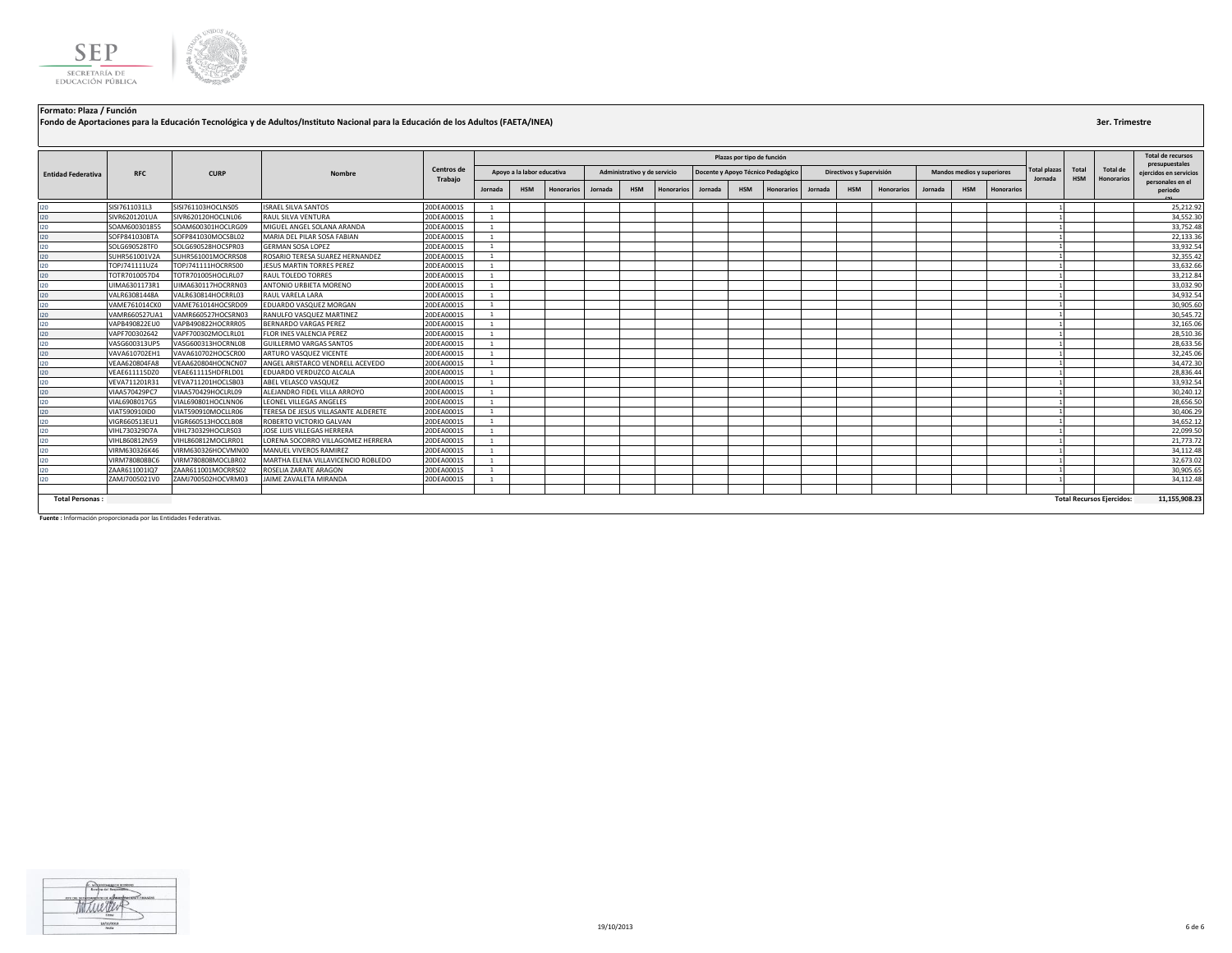**Formato: Plaza / Función**

**Fondo de Aportaciones para la Educación Tecnológica y de Adultos/Instituto Nacional para la Educación de los Adultos (FAETA/INEA)**

**3er. Trimestre**

| Entidad Federativa | RFC | CURP | Nombre | Centros de Trabajo | Plazas por tipo de función | | | | | | | | | | | | | | | Total plazas Jornada | Total HSM | Total de Honorarios | Total de recursos presupuestales ejercidos en servicios personales en el periodo (1) |
|---|---|---|---|---|---|---|---|---|---|---|---|---|---|---|---|---|---|---|---|---|---|---|---|
| | | | | | Apoyo a la labor educativa | | | Administrativo y de servicio | | | Docente y Apoyo Técnico Pedagógico | | | Directivos y Supervisión | | | Mandos medios y superiores | | | | | | |
| | | | | | Jornada | HSM | Honorarios | Jornada | HSM | Honorarios | Jornada | HSM | Honorarios | Jornada | HSM | Honorarios | Jornada | HSM | Honorarios | | | | |
| I20 | SISI7611031L3 | SISI761103HOCLNS05 | ISRAEL SILVA SANTOS | 20DEA0001S | 1 | | | | | | | | | | | | | | | 1 | | | 25,212.92 |
| I20 | SIVR6201201UA | SIVR620120HOCLNL06 | RAUL SILVA VENTURA | 20DEA0001S | 1 | | | | | | | | | | | | | | | 1 | | | 34,552.30 |
| I20 | SOAM600301855 | SOAM600301HOCLRG09 | MIGUEL ANGEL SOLANA ARANDA | 20DEA0001S | 1 | | | | | | | | | | | | | | | 1 | | | 33,752.48 |
| I20 | SOFP841030BTA | SOFP841030MOCSBL02 | MARIA DEL PILAR SOSA FABIAN | 20DEA0001S | 1 | | | | | | | | | | | | | | | 1 | | | 22,133.36 |
| I20 | SOLG690528TF0 | SOLG690528HOCSPR03 | GERMAN SOSA LOPEZ | 20DEA0001S | 1 | | | | | | | | | | | | | | | 1 | | | 33,932.54 |
| I20 | SUHR561001V2A | SUHR561001MOCRRS08 | ROSARIO TERESA SUAREZ HERNANDEZ | 20DEA0001S | 1 | | | | | | | | | | | | | | | 1 | | | 32,355.42 |
| I20 | TOPJ741111UZ4 | TOPJ741111HOCRRS00 | JESUS MARTIN TORRES PEREZ | 20DEA0001S | 1 | | | | | | | | | | | | | | | 1 | | | 33,632.66 |
| I20 | TOTR7010057D4 | TOTR701005HOCLRL07 | RAUL TOLEDO TORRES | 20DEA0001S | 1 | | | | | | | | | | | | | | | 1 | | | 33,212.84 |
| I20 | UIMA6301173R1 | UIMA630117HOCRRN03 | ANTONIO URBIETA MORENO | 20DEA0001S | 1 | | | | | | | | | | | | | | | 1 | | | 33,032.90 |
| I20 | VALR63081448A | VALR630814HOCRRL03 | RAUL VARELA LARA | 20DEA0001S | 1 | | | | | | | | | | | | | | | 1 | | | 34,932.54 |
| I20 | VAME761014CK0 | VAME761014HOCSRD09 | EDUARDO VASQUEZ MORGAN | 20DEA0001S | 1 | | | | | | | | | | | | | | | 1 | | | 30,905.60 |
| I20 | VAMR660527UA1 | VAMR660527HOCSRN03 | RANULFO VASQUEZ MARTINEZ | 20DEA0001S | 1 | | | | | | | | | | | | | | | 1 | | | 30,545.72 |
| I20 | VAPB490822EU0 | VAPB490822HOCRRR05 | BERNARDO VARGAS PEREZ | 20DEA0001S | 1 | | | | | | | | | | | | | | | 1 | | | 32,165.06 |
| I20 | VAPF700302642 | VAPF700302MOCLRL01 | FLOR INES VALENCIA PEREZ | 20DEA0001S | 1 | | | | | | | | | | | | | | | 1 | | | 28,510.36 |
| I20 | VASG600313UP5 | VASG600313HOCRNL08 | GUILLERMO VARGAS SANTOS | 20DEA0001S | 1 | | | | | | | | | | | | | | | 1 | | | 28,633.56 |
| I20 | VAVA610702EH1 | VAVA610702HOCSCR00 | ARTURO VASQUEZ VICENTE | 20DEA0001S | 1 | | | | | | | | | | | | | | | 1 | | | 32,245.06 |
| I20 | VEAA620804FA8 | VEAA620804HOCNCN07 | ANGEL ARISTARCO VENDRELL ACEVEDO | 20DEA0001S | 1 | | | | | | | | | | | | | | | 1 | | | 34,472.30 |
| I20 | VEAE611115DZ0 | VEAE611115HDFRLD01 | EDUARDO VERDUZCO ALCALA | 20DEA0001S | 1 | | | | | | | | | | | | | | | 1 | | | 28,836.44 |
| I20 | VEVA711201R31 | VEVA711201HOCLSB03 | ABEL VELASCO VASQUEZ | 20DEA0001S | 1 | | | | | | | | | | | | | | | 1 | | | 33,932.54 |
| I20 | VIAA570429PC7 | VIAA570429HOCLRL09 | ALEJANDRO FIDEL VILLA ARROYO | 20DEA0001S | 1 | | | | | | | | | | | | | | | 1 | | | 30,240.12 |
| I20 | VIAL6908017G5 | VIAL690801HOCLNN06 | LEONEL VILLEGAS ANGELES | 20DEA0001S | 1 | | | | | | | | | | | | | | | 1 | | | 28,656.50 |
| I20 | VIAT590910ID0 | VIAT590910MOCLLR06 | TERESA DE JESUS VILLASANTE ALDERETE | 20DEA0001S | 1 | | | | | | | | | | | | | | | 1 | | | 30,406.29 |
| I20 | VIGR660513EU1 | VIGR660513HOCCLB08 | ROBERTO VICTORIO GALVAN | 20DEA0001S | 1 | | | | | | | | | | | | | | | 1 | | | 34,652.12 |
| I20 | VIHL730329D7A | VIHL730329HOCLRS03 | JOSE LUIS VILLEGAS HERRERA | 20DEA0001S | 1 | | | | | | | | | | | | | | | 1 | | | 22,099.50 |
| I20 | VIHL860812N59 | VIHL860812MOCLRR01 | LORENA SOCORRO VILLAGOMEZ HERRERA | 20DEA0001S | 1 | | | | | | | | | | | | | | | 1 | | | 21,773.72 |
| I20 | VIRM630326K46 | VIRM630326HOCVMN00 | MANUEL VIVEROS RAMIREZ | 20DEA0001S | 1 | | | | | | | | | | | | | | | 1 | | | 34,112.48 |
| I20 | VIRM7808088C6 | VIRM780808MOCLBR02 | MARTHA ELENA VILLAVICENCIO ROBLEDO | 20DEA0001S | 1 | | | | | | | | | | | | | | | 1 | | | 32,673.02 |
| I20 | ZAAR611001IQ7 | ZAAR611001MOCRRS02 | ROSELIA ZARATE ARAGON | 20DEA0001S | 1 | | | | | | | | | | | | | | | 1 | | | 30,905.65 |
| I20 | ZAMJ7005021V0 | ZAMJ700502HOCVRM03 | JAIME ZAVALETA MIRANDA | 20DEA0001S | 1 | | | | | | | | | | | | | | | 1 | | | 34,112.48 |
| **Total Personas :** | | | | | | | | | | | | | | | | | | | | **Total Recursos Ejercidos:** | | | **11,155,908.23** |

**Fuente :** Información proporcionada por las Entidades Federativas.

19/10/2013